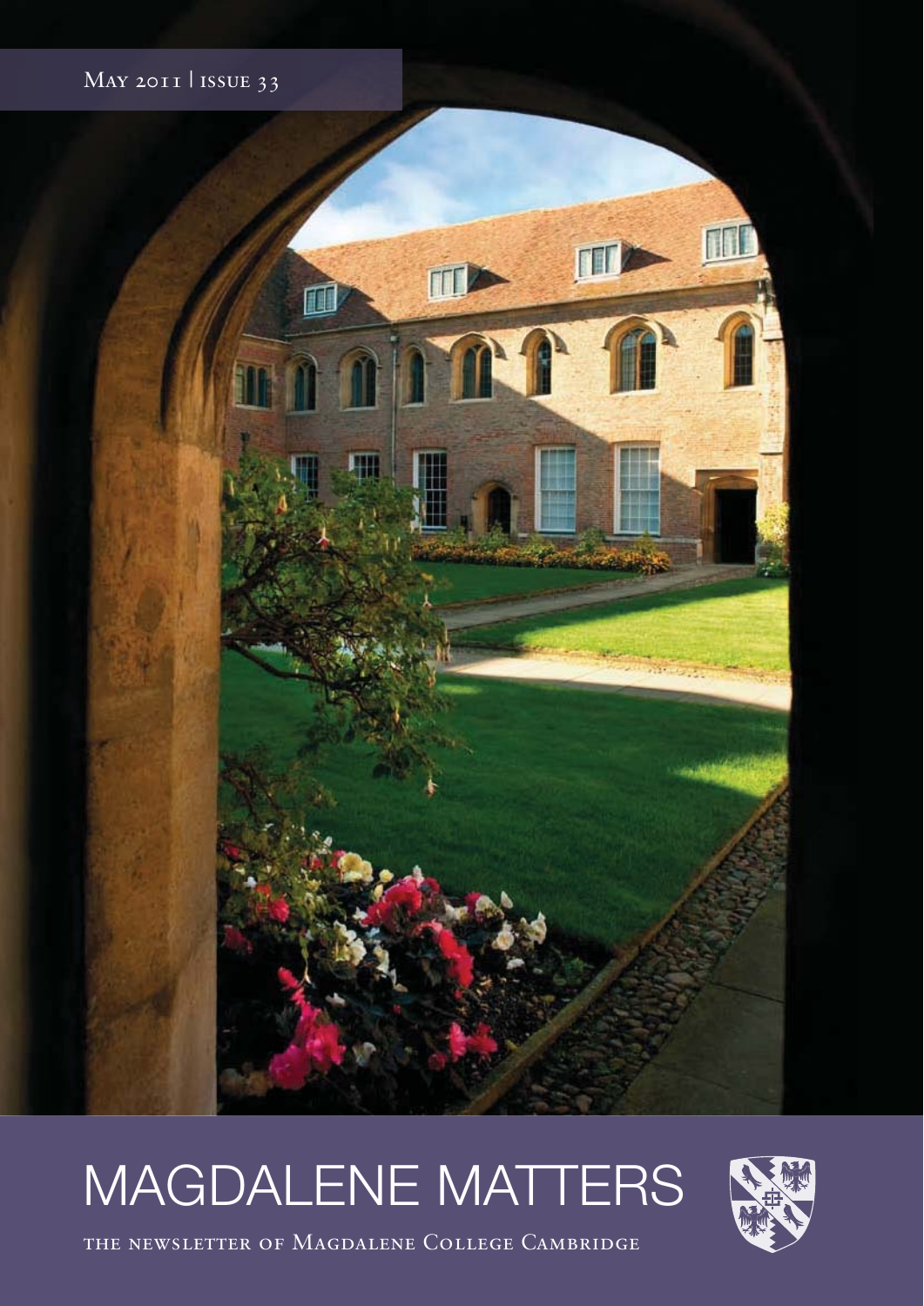May 2011 | issue 33

# MAGDALENE MATTERS

the newsletter of Magdalene College Cambridge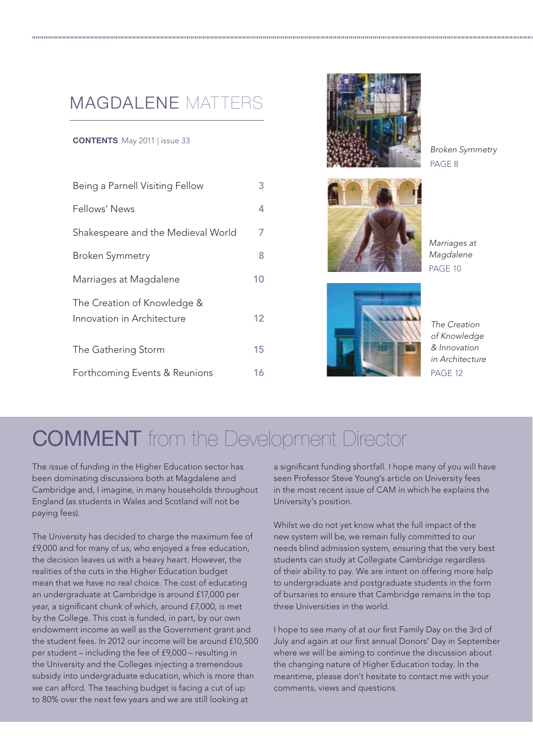# MAGDALENE MATTERS

**CONTENTS** May 2011 | issue 33

| | |
|---|---|
| Being a Parnell Visiting Fellow | 3 |
| Fellows' News | 4 |
| Shakespeare and the Medieval World | 7 |
| Broken Symmetry | 8 |
| Marriages at Magdalene | 10 |
| The Creation of Knowledge & Innovation in Architecture | 12 |
| The Gathering Storm | 15 |
| Forthcoming Events & Reunions | 16 |

*Broken Symmetry*
PAGE 8

*Marriages at Magdalene*
PAGE 10

*The Creation of Knowledge & Innovation in Architecture*
PAGE 12

## COMMENT from the Development Director

The issue of funding in the Higher Education sector has been dominating discussions both at Magdalene and Cambridge and, I imagine, in many households throughout England (as students in Wales and Scotland will not be paying fees).

The University has decided to charge the maximum fee of £9,000 and for many of us, who enjoyed a free education, the decision leaves us with a heavy heart. However, the realities of the cuts in the Higher Education budget mean that we have no real choice. The cost of educating an undergraduate at Cambridge is around £17,000 per year, a significant chunk of which, around £7,000, is met by the College. This cost is funded, in part, by our own endowment income as well as the Government grant and the student fees. In 2012 our income will be around £10,500 per student – including the fee of £9,000 – resulting in the University and the Colleges injecting a tremendous subsidy into undergraduate education, which is more than we can afford. The teaching budget is facing a cut of up to 80% over the next few years and we are still looking at a significant funding shortfall. I hope many of you will have seen Professor Steve Young's article on University fees in the most recent issue of CAM in which he explains the University's position.

Whilst we do not yet know what the full impact of the new system will be, we remain fully committed to our needs blind admission system, ensuring that the very best students can study at Collegiate Cambridge regardless of their ability to pay. We are intent on offering more help to undergraduate and postgraduate students in the form of bursaries to ensure that Cambridge remains in the top three Universities in the world.

I hope to see many of at our first Family Day on the 3rd of July and again at our first annual Donors' Day in September where we will be aiming to continue the discussion about the changing nature of Higher Education today. In the meantime, please don't hesitate to contact me with your comments, views and questions.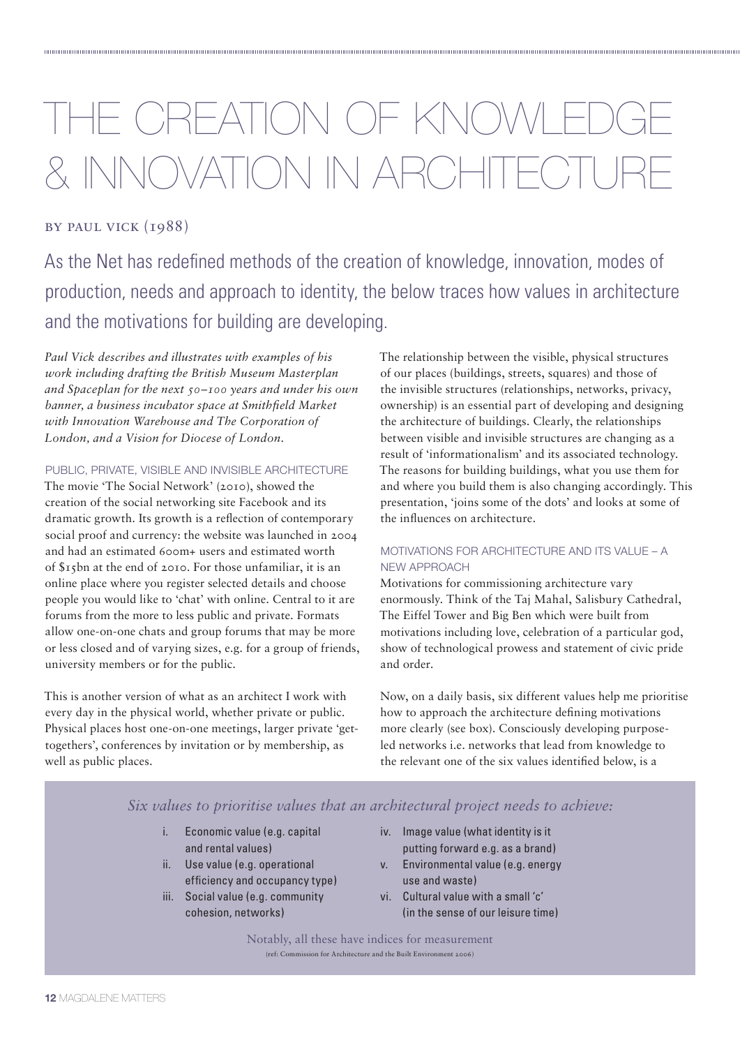# THE CREATION OF KNOWLEDGE & INNOVATION IN ARCHITECTURE

BY PAUL VICK (1988)

As the Net has redefined methods of the creation of knowledge, innovation, modes of production, needs and approach to identity, the below traces how values in architecture and the motivations for building are developing.

*Paul Vick describes and illustrates with examples of his work including drafting the British Museum Masterplan and Spaceplan for the next 50–100 years and under his own banner, a business incubator space at Smithfield Market with Innovation Warehouse and The Corporation of London, and a Vision for Diocese of London.*

## PUBLIC, PRIVATE, VISIBLE AND INVISIBLE ARCHITECTURE

The movie 'The Social Network' (2010), showed the creation of the social networking site Facebook and its dramatic growth. Its growth is a reflection of contemporary social proof and currency: the website was launched in 2004 and had an estimated 600m+ users and estimated worth of $15bn at the end of 2010. For those unfamiliar, it is an online place where you register selected details and choose people you would like to 'chat' with online. Central to it are forums from the more to less public and private. Formats allow one-on-one chats and group forums that may be more or less closed and of varying sizes, e.g. for a group of friends, university members or for the public.

This is another version of what as an architect I work with every day in the physical world, whether private or public. Physical places host one-on-one meetings, larger private 'get-togethers', conferences by invitation or by membership, as well as public places.

The relationship between the visible, physical structures of our places (buildings, streets, squares) and those of the invisible structures (relationships, networks, privacy, ownership) is an essential part of developing and designing the architecture of buildings. Clearly, the relationships between visible and invisible structures are changing as a result of 'informationalism' and its associated technology. The reasons for building buildings, what you use them for and where you build them is also changing accordingly. This presentation, 'joins some of the dots' and looks at some of the influences on architecture.

## MOTIVATIONS FOR ARCHITECTURE AND ITS VALUE – A NEW APPROACH

Motivations for commissioning architecture vary enormously. Think of the Taj Mahal, Salisbury Cathedral, The Eiffel Tower and Big Ben which were built from motivations including love, celebration of a particular god, show of technological prowess and statement of civic pride and order.

Now, on a daily basis, six different values help me prioritise how to approach the architecture defining motivations more clearly (see box). Consciously developing purpose-led networks i.e. networks that lead from knowledge to the relevant one of the six values identified below, is a

*Six values to prioritise values that an architectural project needs to achieve:*

i. Economic value (e.g. capital and rental values)
ii. Use value (e.g. operational efficiency and occupancy type)
iii. Social value (e.g. community cohesion, networks)
iv. Image value (what identity is it putting forward e.g. as a brand)
v. Environmental value (e.g. energy use and waste)
vi. Cultural value with a small 'c' (in the sense of our leisure time)

Notably, all these have indices for measurement
(ref: Commission for Architecture and the Built Environment 2006)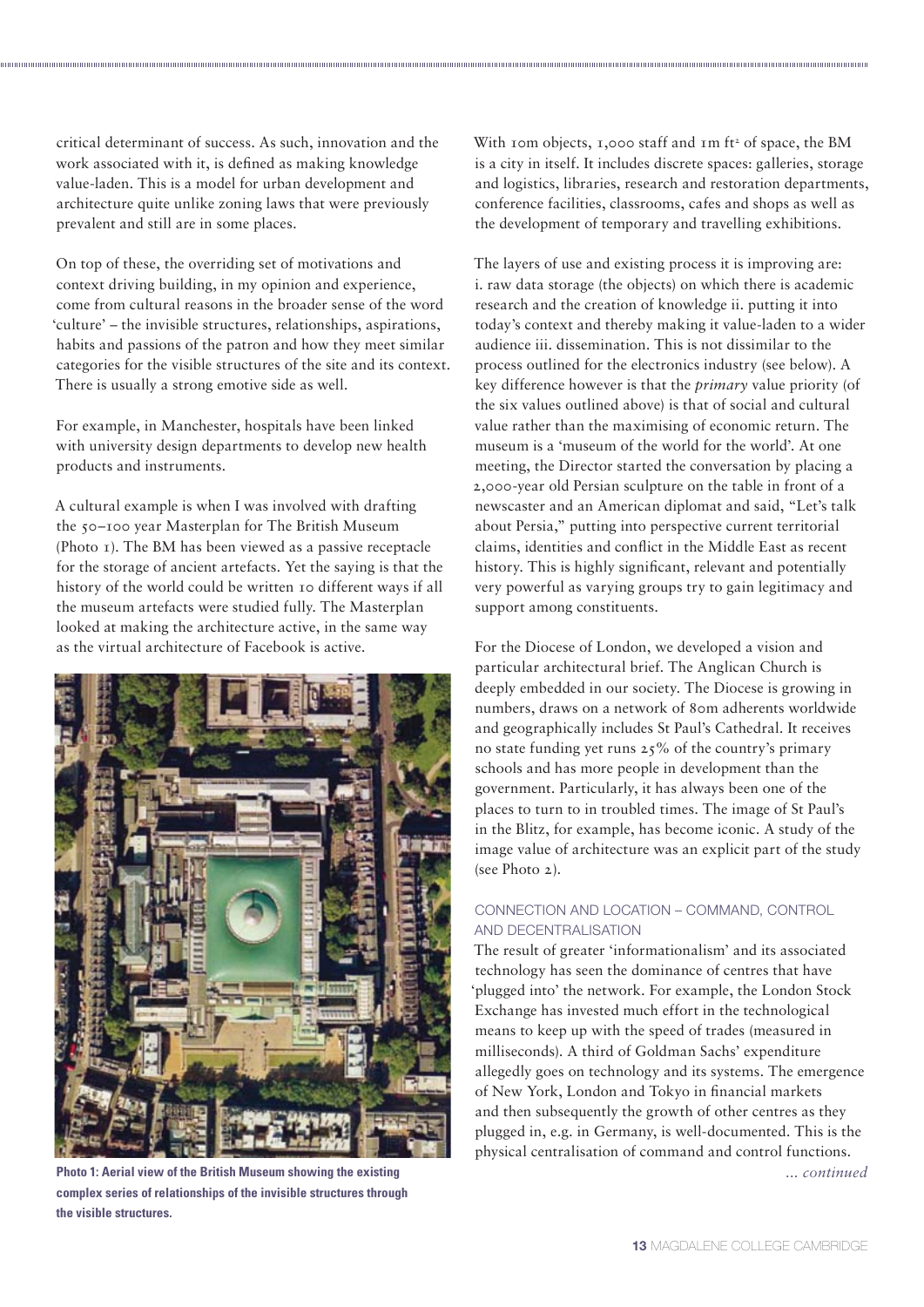critical determinant of success. As such, innovation and the work associated with it, is defined as making knowledge value-laden. This is a model for urban development and architecture quite unlike zoning laws that were previously prevalent and still are in some places.

On top of these, the overriding set of motivations and context driving building, in my opinion and experience, come from cultural reasons in the broader sense of the word 'culture' – the invisible structures, relationships, aspirations, habits and passions of the patron and how they meet similar categories for the visible structures of the site and its context. There is usually a strong emotive side as well.

For example, in Manchester, hospitals have been linked with university design departments to develop new health products and instruments.

A cultural example is when I was involved with drafting the 50–100 year Masterplan for The British Museum (Photo 1). The BM has been viewed as a passive receptacle for the storage of ancient artefacts. Yet the saying is that the history of the world could be written 10 different ways if all the museum artefacts were studied fully. The Masterplan looked at making the architecture active, in the same way as the virtual architecture of Facebook is active.

**Photo 1: Aerial view of the British Museum showing the existing complex series of relationships of the invisible structures through the visible structures.**

With 10m objects, 1,000 staff and 1m ft² of space, the BM is a city in itself. It includes discrete spaces: galleries, storage and logistics, libraries, research and restoration departments, conference facilities, classrooms, cafes and shops as well as the development of temporary and travelling exhibitions.

The layers of use and existing process it is improving are: i. raw data storage (the objects) on which there is academic research and the creation of knowledge ii. putting it into today's context and thereby making it value-laden to a wider audience iii. dissemination. This is not dissimilar to the process outlined for the electronics industry (see below). A key difference however is that the *primary* value priority (of the six values outlined above) is that of social and cultural value rather than the maximising of economic return. The museum is a 'museum of the world for the world'. At one meeting, the Director started the conversation by placing a 2,000-year old Persian sculpture on the table in front of a newscaster and an American diplomat and said, "Let's talk about Persia," putting into perspective current territorial claims, identities and conflict in the Middle East as recent history. This is highly significant, relevant and potentially very powerful as varying groups try to gain legitimacy and support among constituents.

For the Diocese of London, we developed a vision and particular architectural brief. The Anglican Church is deeply embedded in our society. The Diocese is growing in numbers, draws on a network of 80m adherents worldwide and geographically includes St Paul's Cathedral. It receives no state funding yet runs 25% of the country's primary schools and has more people in development than the government. Particularly, it has always been one of the places to turn to in troubled times. The image of St Paul's in the Blitz, for example, has become iconic. A study of the image value of architecture was an explicit part of the study (see Photo 2).

## CONNECTION AND LOCATION – COMMAND, CONTROL AND DECENTRALISATION

The result of greater 'informationalism' and its associated technology has seen the dominance of centres that have 'plugged into' the network. For example, the London Stock Exchange has invested much effort in the technological means to keep up with the speed of trades (measured in milliseconds). A third of Goldman Sachs' expenditure allegedly goes on technology and its systems. The emergence of New York, London and Tokyo in financial markets and then subsequently the growth of other centres as they plugged in, e.g. in Germany, is well-documented. This is the physical centralisation of command and control functions.

*... continued*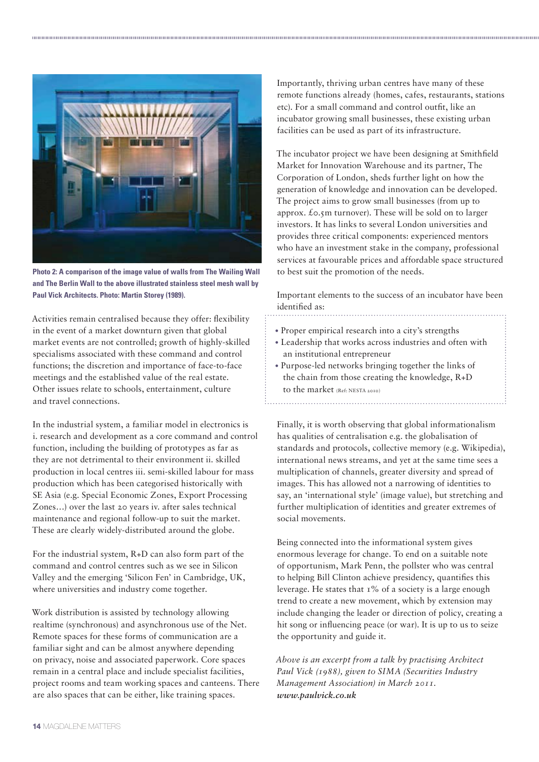**Photo 2: A comparison of the image value of walls from The Wailing Wall and The Berlin Wall to the above illustrated stainless steel mesh wall by Paul Vick Architects. Photo: Martin Storey (1989).**

Activities remain centralised because they offer: flexibility in the event of a market downturn given that global market events are not controlled; growth of highly-skilled specialisms associated with these command and control functions; the discretion and importance of face-to-face meetings and the established value of the real estate. Other issues relate to schools, entertainment, culture and travel connections.

In the industrial system, a familiar model in electronics is i. research and development as a core command and control function, including the building of prototypes as far as they are not detrimental to their environment ii. skilled production in local centres iii. semi-skilled labour for mass production which has been categorised historically with SE Asia (e.g. Special Economic Zones, Export Processing Zones…) over the last 20 years iv. after sales technical maintenance and regional follow-up to suit the market. These are clearly widely-distributed around the globe.

For the industrial system, R+D can also form part of the command and control centres such as we see in Silicon Valley and the emerging 'Silicon Fen' in Cambridge, UK, where universities and industry come together.

Work distribution is assisted by technology allowing realtime (synchronous) and asynchronous use of the Net. Remote spaces for these forms of communication are a familiar sight and can be almost anywhere depending on privacy, noise and associated paperwork. Core spaces remain in a central place and include specialist facilities, project rooms and team working spaces and canteens. There are also spaces that can be either, like training spaces.

Importantly, thriving urban centres have many of these remote functions already (homes, cafes, restaurants, stations etc). For a small command and control outfit, like an incubator growing small businesses, these existing urban facilities can be used as part of its infrastructure.

The incubator project we have been designing at Smithfield Market for Innovation Warehouse and its partner, The Corporation of London, sheds further light on how the generation of knowledge and innovation can be developed. The project aims to grow small businesses (from up to approx. £0.5m turnover). These will be sold on to larger investors. It has links to several London universities and provides three critical components: experienced mentors who have an investment stake in the company, professional services at favourable prices and affordable space structured to best suit the promotion of the needs.

Important elements to the success of an incubator have been identified as:

- Proper empirical research into a city's strengths
- Leadership that works across industries and often with an institutional entrepreneur
- Purpose-led networks bringing together the links of the chain from those creating the knowledge, R+D to the market (Ref: NESTA 2010)

Finally, it is worth observing that global informationalism has qualities of centralisation e.g. the globalisation of standards and protocols, collective memory (e.g. Wikipedia), international news streams, and yet at the same time sees a multiplication of channels, greater diversity and spread of images. This has allowed not a narrowing of identities to say, an 'international style' (image value), but stretching and further multiplication of identities and greater extremes of social movements.

Being connected into the informational system gives enormous leverage for change. To end on a suitable note of opportunism, Mark Penn, the pollster who was central to helping Bill Clinton achieve presidency, quantifies this leverage. He states that 1% of a society is a large enough trend to create a new movement, which by extension may include changing the leader or direction of policy, creating a hit song or influencing peace (or war). It is up to us to seize the opportunity and guide it.

*Above is an excerpt from a talk by practising Architect Paul Vick (1988), given to SIMA (Securities Industry Management Association) in March 2011.*
***www.paulvick.co.uk***